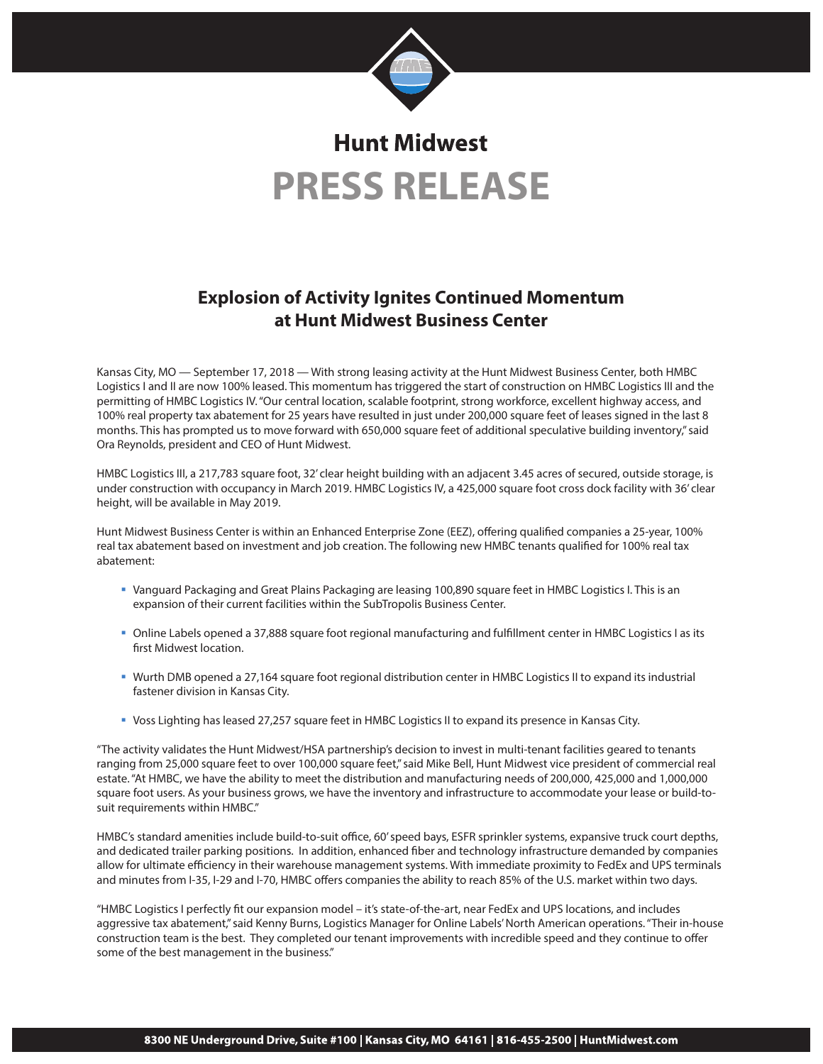# Hunt Midwest

# PRESS RELEASE

## Explosion of Activity Ignites Continued Momentum at Hunt Midwest Business Center

Kansas City, MO — September 17, 2018 — With strong leasing activity at the Hunt Midwest Business Center, both HMBC Logistics I and II are now 100% leased. This momentum has triggered the start of construction on HMBC Logistics III and the permitting of HMBC Logistics IV. "Our central location, scalable footprint, strong workforce, excellent highway access, and 100% real property tax abatement for 25 years have resulted in just under 200,000 square feet of leases signed in the last 8 months. This has prompted us to move forward with 650,000 square feet of additional speculative building inventory," said Ora Reynolds, president and CEO of Hunt Midwest.

HMBC Logistics III, a 217,783 square foot, 32' clear height building with an adjacent 3.45 acres of secured, outside storage, is under construction with occupancy in March 2019. HMBC Logistics IV, a 425,000 square foot cross dock facility with 36' clear height, will be available in May 2019.

Hunt Midwest Business Center is within an Enhanced Enterprise Zone (EEZ), offering qualified companies a 25-year, 100% real tax abatement based on investment and job creation. The following new HMBC tenants qualified for 100% real tax abatement:

- Vanguard Packaging and Great Plains Packaging are leasing 100,890 square feet in HMBC Logistics I. This is an expansion of their current facilities within the SubTropolis Business Center.
- Online Labels opened a 37,888 square foot regional manufacturing and fulfillment center in HMBC Logistics I as its first Midwest location.
- Wurth DMB opened a 27,164 square foot regional distribution center in HMBC Logistics II to expand its industrial fastener division in Kansas City.
- Voss Lighting has leased 27,257 square feet in HMBC Logistics II to expand its presence in Kansas City.

"The activity validates the Hunt Midwest/HSA partnership's decision to invest in multi-tenant facilities geared to tenants ranging from 25,000 square feet to over 100,000 square feet," said Mike Bell, Hunt Midwest vice president of commercial real estate. "At HMBC, we have the ability to meet the distribution and manufacturing needs of 200,000, 425,000 and 1,000,000 square foot users. As your business grows, we have the inventory and infrastructure to accommodate your lease or build-to-suit requirements within HMBC."

HMBC's standard amenities include build-to-suit office, 60' speed bays, ESFR sprinkler systems, expansive truck court depths, and dedicated trailer parking positions. In addition, enhanced fiber and technology infrastructure demanded by companies allow for ultimate efficiency in their warehouse management systems. With immediate proximity to FedEx and UPS terminals and minutes from I-35, I-29 and I-70, HMBC offers companies the ability to reach 85% of the U.S. market within two days.

"HMBC Logistics I perfectly fit our expansion model – it's state-of-the-art, near FedEx and UPS locations, and includes aggressive tax abatement," said Kenny Burns, Logistics Manager for Online Labels' North American operations. "Their in-house construction team is the best. They completed our tenant improvements with incredible speed and they continue to offer some of the best management in the business."

**8300 NE Underground Drive, Suite #100 | Kansas City, MO 64161 | 816-455-2500 | HuntMidwest.com**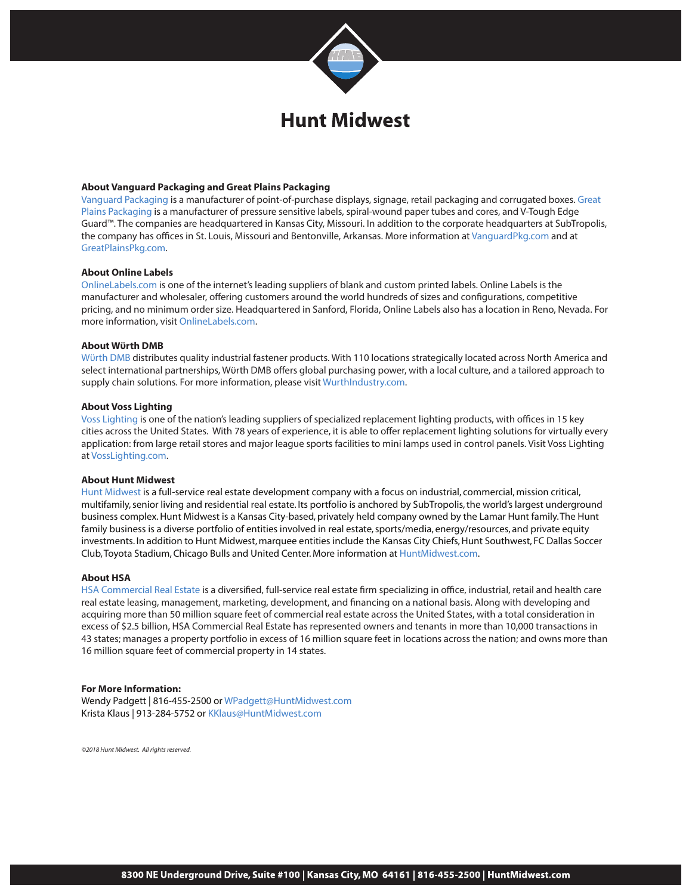# Hunt Midwest

**About Vanguard Packaging and Great Plains Packaging**

Vanguard Packaging is a manufacturer of point-of-purchase displays, signage, retail packaging and corrugated boxes. Great Plains Packaging is a manufacturer of pressure sensitive labels, spiral-wound paper tubes and cores, and V-Tough Edge Guard™. The companies are headquartered in Kansas City, Missouri. In addition to the corporate headquarters at SubTropolis, the company has offices in St. Louis, Missouri and Bentonville, Arkansas. More information at VanguardPkg.com and at GreatPlainsPkg.com.

**About Online Labels**

OnlineLabels.com is one of the internet's leading suppliers of blank and custom printed labels. Online Labels is the manufacturer and wholesaler, offering customers around the world hundreds of sizes and configurations, competitive pricing, and no minimum order size. Headquartered in Sanford, Florida, Online Labels also has a location in Reno, Nevada. For more information, visit OnlineLabels.com.

**About Würth DMB**

Würth DMB distributes quality industrial fastener products. With 110 locations strategically located across North America and select international partnerships, Würth DMB offers global purchasing power, with a local culture, and a tailored approach to supply chain solutions. For more information, please visit WurthIndustry.com.

**About Voss Lighting**

Voss Lighting is one of the nation's leading suppliers of specialized replacement lighting products, with offices in 15 key cities across the United States. With 78 years of experience, it is able to offer replacement lighting solutions for virtually every application: from large retail stores and major league sports facilities to mini lamps used in control panels. Visit Voss Lighting at VossLighting.com.

**About Hunt Midwest**

Hunt Midwest is a full-service real estate development company with a focus on industrial, commercial, mission critical, multifamily, senior living and residential real estate. Its portfolio is anchored by SubTropolis, the world's largest underground business complex. Hunt Midwest is a Kansas City-based, privately held company owned by the Lamar Hunt family. The Hunt family business is a diverse portfolio of entities involved in real estate, sports/media, energy/resources, and private equity investments. In addition to Hunt Midwest, marquee entities include the Kansas City Chiefs, Hunt Southwest, FC Dallas Soccer Club, Toyota Stadium, Chicago Bulls and United Center. More information at HuntMidwest.com.

**About HSA**

HSA Commercial Real Estate is a diversified, full-service real estate firm specializing in office, industrial, retail and health care real estate leasing, management, marketing, development, and financing on a national basis. Along with developing and acquiring more than 50 million square feet of commercial real estate across the United States, with a total consideration in excess of $2.5 billion, HSA Commercial Real Estate has represented owners and tenants in more than 10,000 transactions in 43 states; manages a property portfolio in excess of 16 million square feet in locations across the nation; and owns more than 16 million square feet of commercial property in 14 states.

**For More Information:**

Wendy Padgett | 816-455-2500 or WPadgett@HuntMidwest.com
Krista Klaus | 913-284-5752 or KKlaus@HuntMidwest.com

*©2018 Hunt Midwest. All rights reserved.*

**8300 NE Underground Drive, Suite #100 | Kansas City, MO 64161 | 816-455-2500 | HuntMidwest.com**